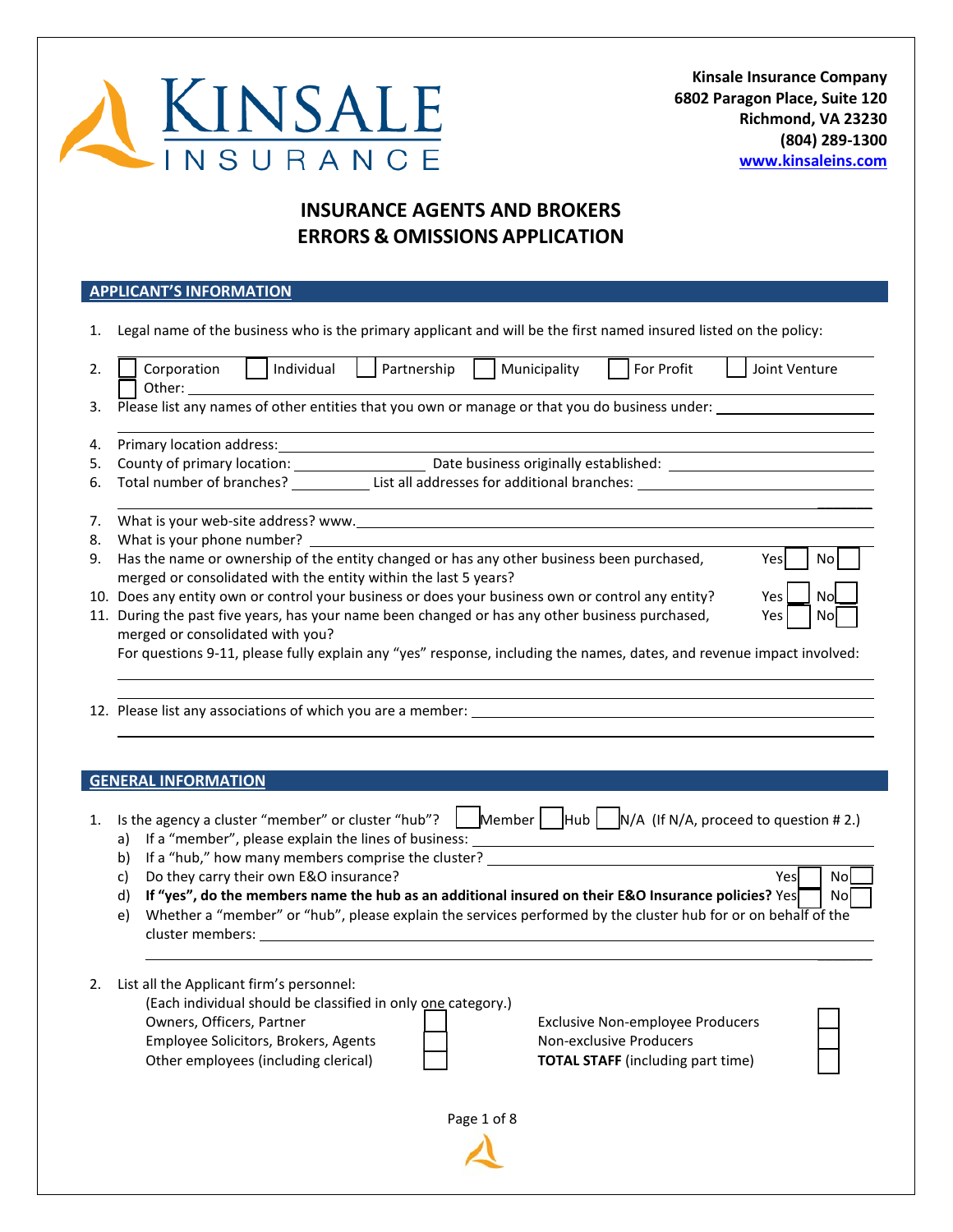**Kinsale Insurance Company**
**6802 Paragon Place, Suite 120**
**Richmond, VA 23230**
**(804) 289-1300**
**www.kinsaleins.com**

# INSURANCE AGENTS AND BROKERS ERRORS & OMISSIONS APPLICATION

## APPLICANT'S INFORMATION

1. Legal name of the business who is the primary applicant and will be the first named insured listed on the policy: \_\_\_\_\_\_\_\_\_\_
2. ☐ Corporation ☐ Individual ☐ Partnership ☐ Municipality ☐ For Profit ☐ Joint Venture ☐ Other: \_\_\_\_\_\_\_\_\_\_
3. Please list any names of other entities that you own or manage or that you do business under: \_\_\_\_\_\_\_\_\_\_
4. Primary location address: \_\_\_\_\_\_\_\_\_\_
5. County of primary location: \_\_\_\_\_\_\_\_\_\_ Date business originally established: \_\_\_\_\_\_\_\_\_\_
6. Total number of branches? \_\_\_\_\_\_\_\_\_\_ List all addresses for additional branches: \_\_\_\_\_\_\_\_\_\_
7. What is your web-site address? www.\_\_\_\_\_\_\_\_\_\_
8. What is your phone number? \_\_\_\_\_\_\_\_\_\_
9. Has the name or ownership of the entity changed or has any other business been purchased, merged or consolidated with the entity within the last 5 years? Yes ☐ No ☐
10. Does any entity own or control your business or does your business own or control any entity? Yes ☐ No ☐
11. During the past five years, has your name been changed or has any other business purchased, merged or consolidated with you? Yes ☐ No ☐

    For questions 9-11, please fully explain any "yes" response, including the names, dates, and revenue impact involved: \_\_\_\_\_\_\_\_\_\_
12. Please list any associations of which you are a member: \_\_\_\_\_\_\_\_\_\_

## GENERAL INFORMATION

1. Is the agency a cluster "member" or cluster "hub"? ☐ Member ☐ Hub ☐ N/A (If N/A, proceed to question # 2.)
   a) If a "member", please explain the lines of business: \_\_\_\_\_\_\_\_\_\_
   b) If a "hub," how many members comprise the cluster? \_\_\_\_\_\_\_\_\_\_
   c) Do they carry their own E&O insurance? Yes ☐ No ☐
   d) **If "yes", do the members name the hub as an additional insured on their E&O Insurance policies?** Yes ☐ No ☐
   e) Whether a "member" or "hub", please explain the services performed by the cluster hub for or on behalf of the cluster members: \_\_\_\_\_\_\_\_\_\_
2. List all the Applicant firm's personnel:
   (Each individual should be classified in only one category.)

| | | | |
|---|---|---|---|
| Owners, Officers, Partner | ☐ | Exclusive Non-employee Producers | ☐ |
| Employee Solicitors, Brokers, Agents | ☐ | Non-exclusive Producers | ☐ |
| Other employees (including clerical) | ☐ | **TOTAL STAFF** (including part time) | ☐ |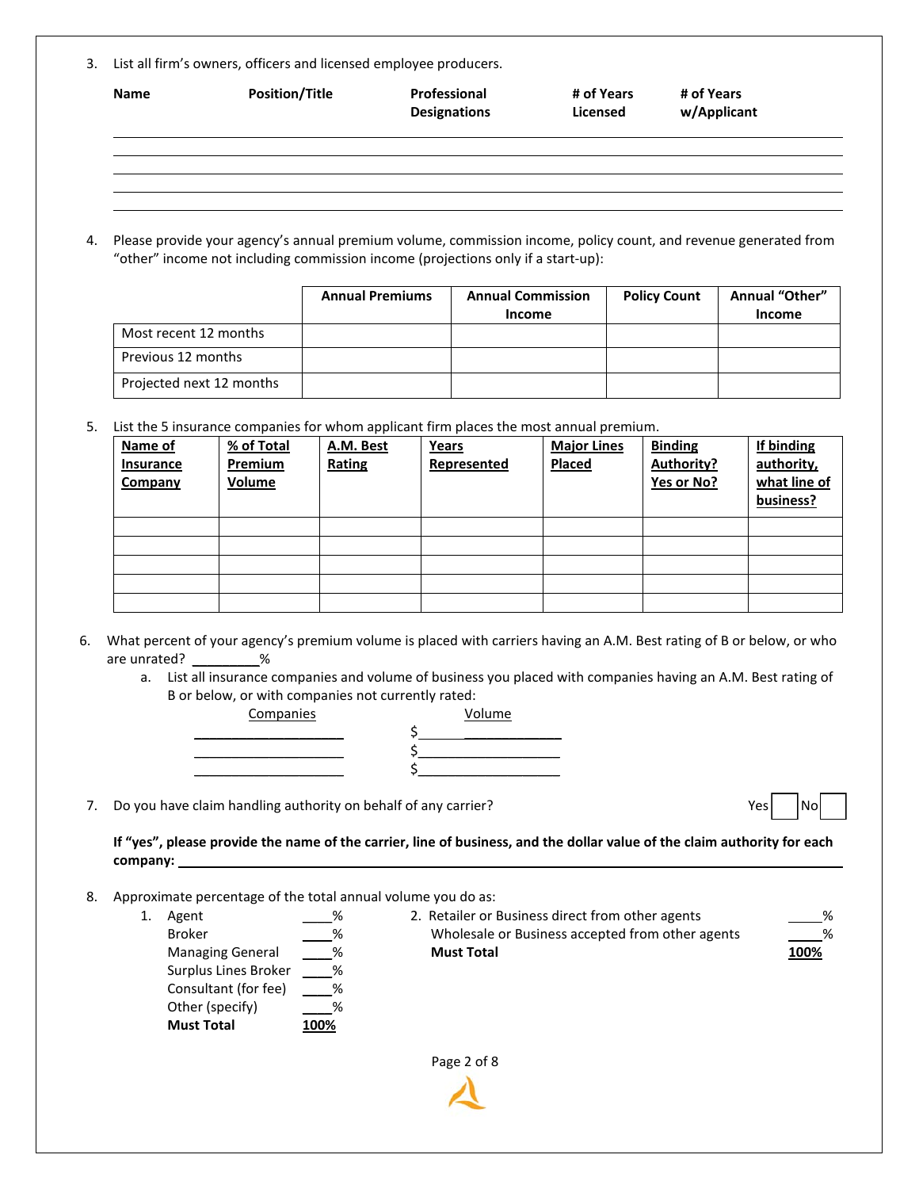3. List all firm's owners, officers and licensed employee producers.

| Name | Position/Title | Professional Designations | # of Years Licensed | # of Years w/Applicant |
|---|---|---|---|---|
| | | | | |
| | | | | |
| | | | | |
| | | | | |
| | | | | |

4. Please provide your agency's annual premium volume, commission income, policy count, and revenue generated from "other" income not including commission income (projections only if a start-up):

| | Annual Premiums | Annual Commission Income | Policy Count | Annual "Other" Income |
|---|---|---|---|---|
| Most recent 12 months | | | | |
| Previous 12 months | | | | |
| Projected next 12 months | | | | |

5. List the 5 insurance companies for whom applicant firm places the most annual premium.

| Name of Insurance Company | % of Total Premium Volume | A.M. Best Rating | Years Represented | Major Lines Placed | Binding Authority? Yes or No? | If binding authority, what line of business? |
|---|---|---|---|---|---|---|
| | | | | | | |
| | | | | | | |
| | | | | | | |
| | | | | | | |
| | | | | | | |

6. What percent of your agency's premium volume is placed with carriers having an A.M. Best rating of B or below, or who are unrated? _________%
   a. List all insurance companies and volume of business you placed with companies having an A.M. Best rating of B or below, or with companies not currently rated:

| Companies | Volume |
|---|---|
| ____________________ | $____________________ |
| ____________________ | $____________________ |
| ____________________ | $____________________ |

7. Do you have claim handling authority on behalf of any carrier? Yes ☐ No ☐

**If "yes", please provide the name of the carrier, line of business, and the dollar value of the claim authority for each company:** ____________________________________________

8. Approximate percentage of the total annual volume you do as:
   1. Agent ____%
      Broker ____%
      Managing General ____%
      Surplus Lines Broker ____%
      Consultant (for fee) ____%
      Other (specify) ____%
      **Must Total** **100%**
   2. Retailer or Business direct from other agents _____%
      Wholesale or Business accepted from other agents _____%
      **Must Total** **100%**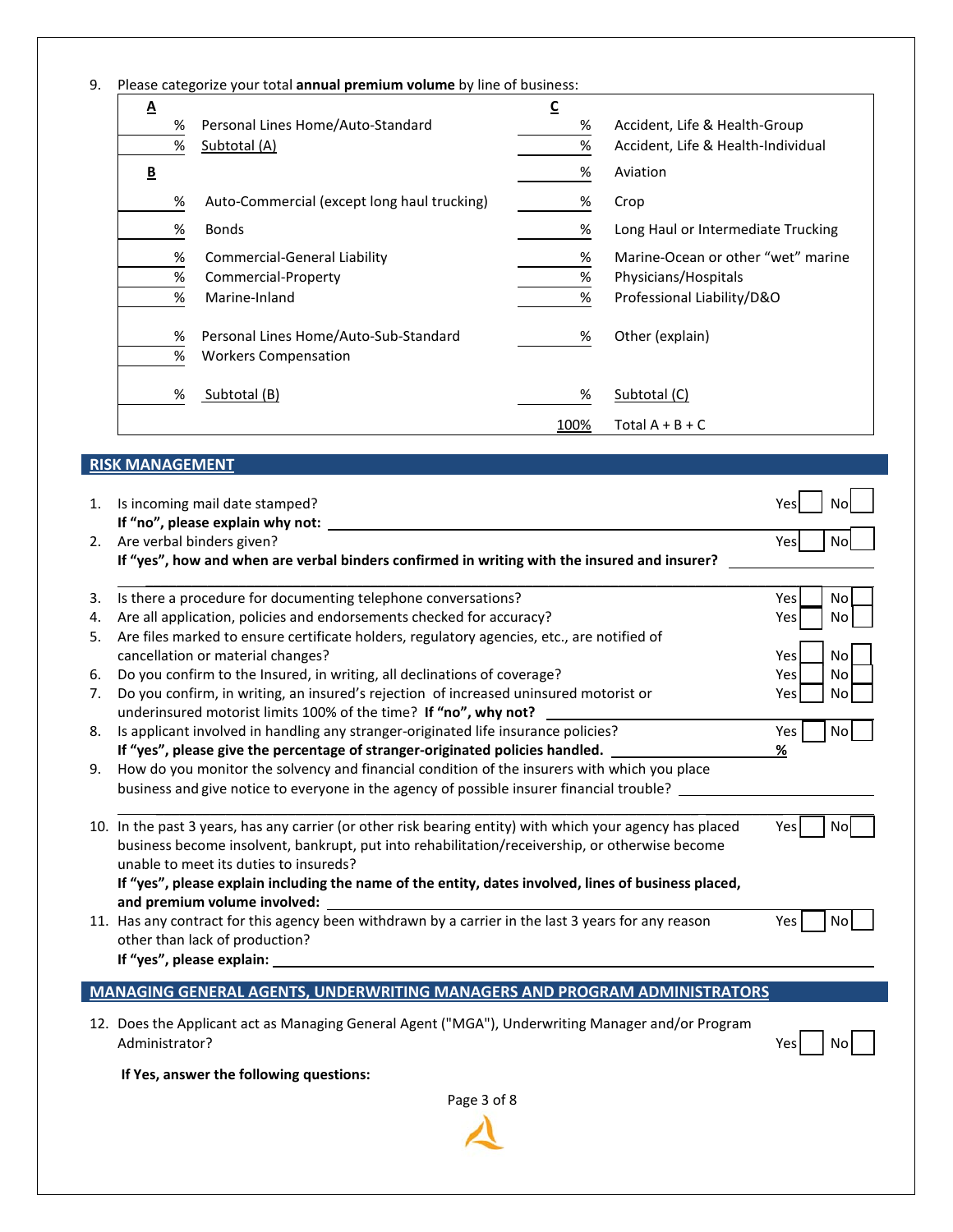9. Please categorize your total **annual premium volume** by line of business:

| **A** | | **C** | |
|---|---|---|---|
| % | Personal Lines Home/Auto-Standard | % | Accident, Life & Health-Group |
| % | Subtotal (A) | % | Accident, Life & Health-Individual |
| **B** | | % | Aviation |
| % | Auto-Commercial (except long haul trucking) | % | Crop |
| % | Bonds | % | Long Haul or Intermediate Trucking |
| % | Commercial-General Liability | % | Marine-Ocean or other "wet" marine |
| % | Commercial-Property | % | Physicians/Hospitals |
| % | Marine-Inland | % | Professional Liability/D&O |
| % | Personal Lines Home/Auto-Sub-Standard | % | Other (explain) |
| % | Workers Compensation | | |
| % | Subtotal (B) | % | Subtotal (C) |
| | | 100% | Total A + B + C |

## RISK MANAGEMENT

1. Is incoming mail date stamped? Yes ☐ No ☐
   **If "no", please explain why not:** ____________
2. Are verbal binders given? Yes ☐ No ☐
   **If "yes", how and when are verbal binders confirmed in writing with the insured and insurer?** ____________
3. Is there a procedure for documenting telephone conversations? Yes ☐ No ☐
4. Are all application, policies and endorsements checked for accuracy? Yes ☐ No ☐
5. Are files marked to ensure certificate holders, regulatory agencies, etc., are notified of cancellation or material changes? Yes ☐ No ☐
6. Do you confirm to the Insured, in writing, all declinations of coverage? Yes ☐ No ☐
7. Do you confirm, in writing, an insured's rejection of increased uninsured motorist or underinsured motorist limits 100% of the time? **If "no", why not?** ____________ Yes ☐ No ☐
8. Is applicant involved in handling any stranger-originated life insurance policies? Yes ☐ No ☐
   **If "yes", please give the percentage of stranger-originated policies handled.** ________ **%**
9. How do you monitor the solvency and financial condition of the insurers with which you place business and give notice to everyone in the agency of possible insurer financial trouble? ____________
10. In the past 3 years, has any carrier (or other risk bearing entity) with which your agency has placed business become insolvent, bankrupt, put into rehabilitation/receivership, or otherwise become unable to meet its duties to insureds? Yes ☐ No ☐
    **If "yes", please explain including the name of the entity, dates involved, lines of business placed, and premium volume involved:** ____________
11. Has any contract for this agency been withdrawn by a carrier in the last 3 years for any reason other than lack of production? Yes ☐ No ☐
    **If "yes", please explain:** ____________

## MANAGING GENERAL AGENTS, UNDERWRITING MANAGERS AND PROGRAM ADMINISTRATORS

12. Does the Applicant act as Managing General Agent ("MGA"), Underwriting Manager and/or Program Administrator? Yes ☐ No ☐

**If Yes, answer the following questions:**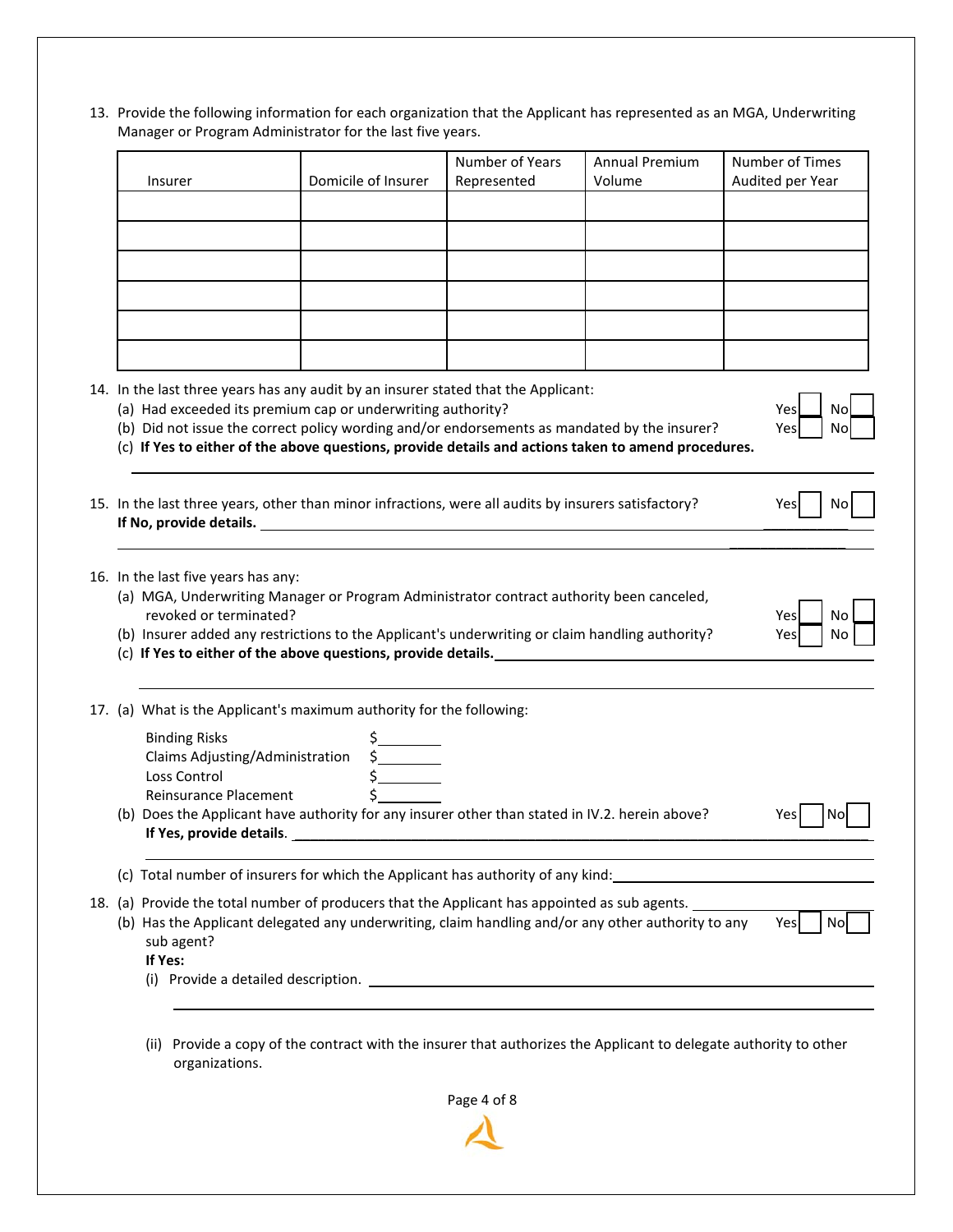13. Provide the following information for each organization that the Applicant has represented as an MGA, Underwriting Manager or Program Administrator for the last five years.

| Insurer | Domicile of Insurer | Number of Years Represented | Annual Premium Volume | Number of Times Audited per Year |
|---|---|---|---|---|
| | | | | |
| | | | | |
| | | | | |
| | | | | |
| | | | | |
| | | | | |

14. In the last three years has any audit by an insurer stated that the Applicant:
    (a) Had exceeded its premium cap or underwriting authority? Yes ☐ No ☐
    (b) Did not issue the correct policy wording and/or endorsements as mandated by the insurer? Yes ☐ No ☐
    (c) **If Yes to either of the above questions, provide details and actions taken to amend procedures.**

    ______________________________________________

15. In the last three years, other than minor infractions, were all audits by insurers satisfactory? Yes ☐ No ☐
    **If No, provide details.** ______________________________________________

    ______________________________________________

16. In the last five years has any:
    (a) MGA, Underwriting Manager or Program Administrator contract authority been canceled, revoked or terminated? Yes ☐ No ☐
    (b) Insurer added any restrictions to the Applicant's underwriting or claim handling authority? Yes ☐ No ☐
    (c) **If Yes to either of the above questions, provide details.** ______________________________________________

    ______________________________________________

17. (a) What is the Applicant's maximum authority for the following:

    Binding Risks $________
    Claims Adjusting/Administration $________
    Loss Control $________
    Reinsurance Placement $________

    (b) Does the Applicant have authority for any insurer other than stated in IV.2. herein above? Yes ☐ No ☐
    **If Yes, provide details**. ______________________________________________

    ______________________________________________

    (c) Total number of insurers for which the Applicant has authority of any kind: ________________

18. (a) Provide the total number of producers that the Applicant has appointed as sub agents. ________________
    (b) Has the Applicant delegated any underwriting, claim handling and/or any other authority to any sub agent? Yes ☐ No ☐
    **If Yes:**
    (i) Provide a detailed description. ______________________________________________

    ______________________________________________

    (ii) Provide a copy of the contract with the insurer that authorizes the Applicant to delegate authority to other organizations.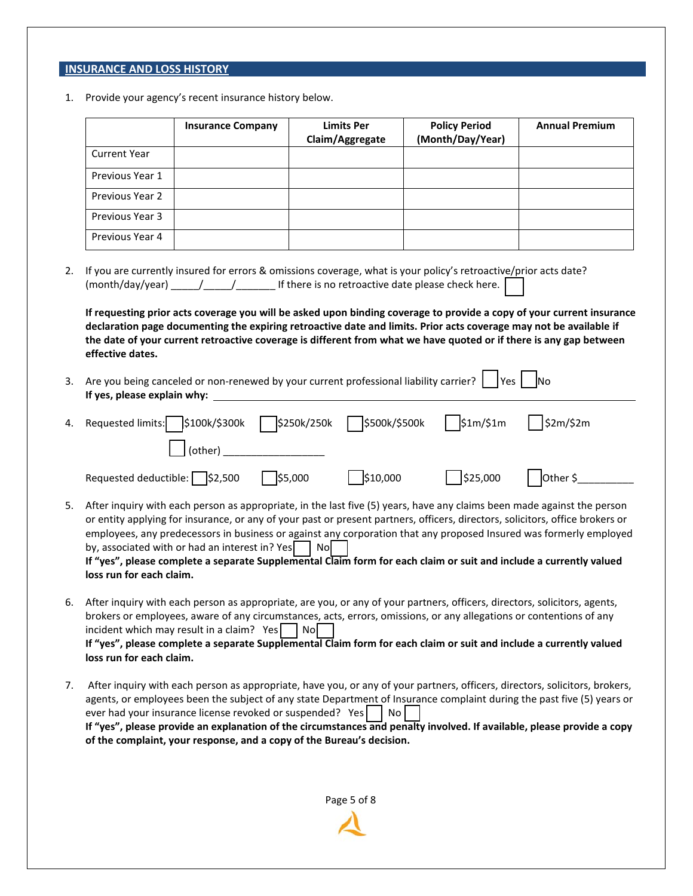## INSURANCE AND LOSS HISTORY

1. Provide your agency's recent insurance history below.

| | Insurance Company | Limits Per Claim/Aggregate | Policy Period (Month/Day/Year) | Annual Premium |
|---|---|---|---|---|
| Current Year | | | | |
| Previous Year 1 | | | | |
| Previous Year 2 | | | | |
| Previous Year 3 | | | | |
| Previous Year 4 | | | | |

2. If you are currently insured for errors & omissions coverage, what is your policy's retroactive/prior acts date? (month/day/year) _____/_____/_______ If there is no retroactive date please check here. ☐

   **If requesting prior acts coverage you will be asked upon binding coverage to provide a copy of your current insurance declaration page documenting the expiring retroactive date and limits. Prior acts coverage may not be available if the date of your current retroactive coverage is different from what we have quoted or if there is any gap between effective dates.**

3. Are you being canceled or non-renewed by your current professional liability carrier? ☐ Yes ☐ No
   **If yes, please explain why:** ____________________________________________

4. Requested limits: ☐ $100k/$300k ☐ $250k/250k ☐ $500k/$500k ☐ $1m/$1m ☐ $2m/$2m
   ☐ (other) __________________

   Requested deductible: ☐ $2,500 ☐ $5,000 ☐ $10,000 ☐ $25,000 ☐ Other $__________

5. After inquiry with each person as appropriate, in the last five (5) years, have any claims been made against the person or entity applying for insurance, or any of your past or present partners, officers, directors, solicitors, office brokers or employees, any predecessors in business or against any corporation that any proposed Insured was formerly employed by, associated with or had an interest in? Yes ☐ No ☐
   **If "yes", please complete a separate Supplemental Claim form for each claim or suit and include a currently valued loss run for each claim.**

6. After inquiry with each person as appropriate, are you, or any of your partners, officers, directors, solicitors, agents, brokers or employees, aware of any circumstances, acts, errors, omissions, or any allegations or contentions of any incident which may result in a claim? Yes ☐ No ☐
   **If "yes", please complete a separate Supplemental Claim form for each claim or suit and include a currently valued loss run for each claim.**

7. After inquiry with each person as appropriate, have you, or any of your partners, officers, directors, solicitors, brokers, agents, or employees been the subject of any state Department of Insurance complaint during the past five (5) years or ever had your insurance license revoked or suspended? Yes ☐ No ☐
   **If "yes", please provide an explanation of the circumstances and penalty involved. If available, please provide a copy of the complaint, your response, and a copy of the Bureau's decision.**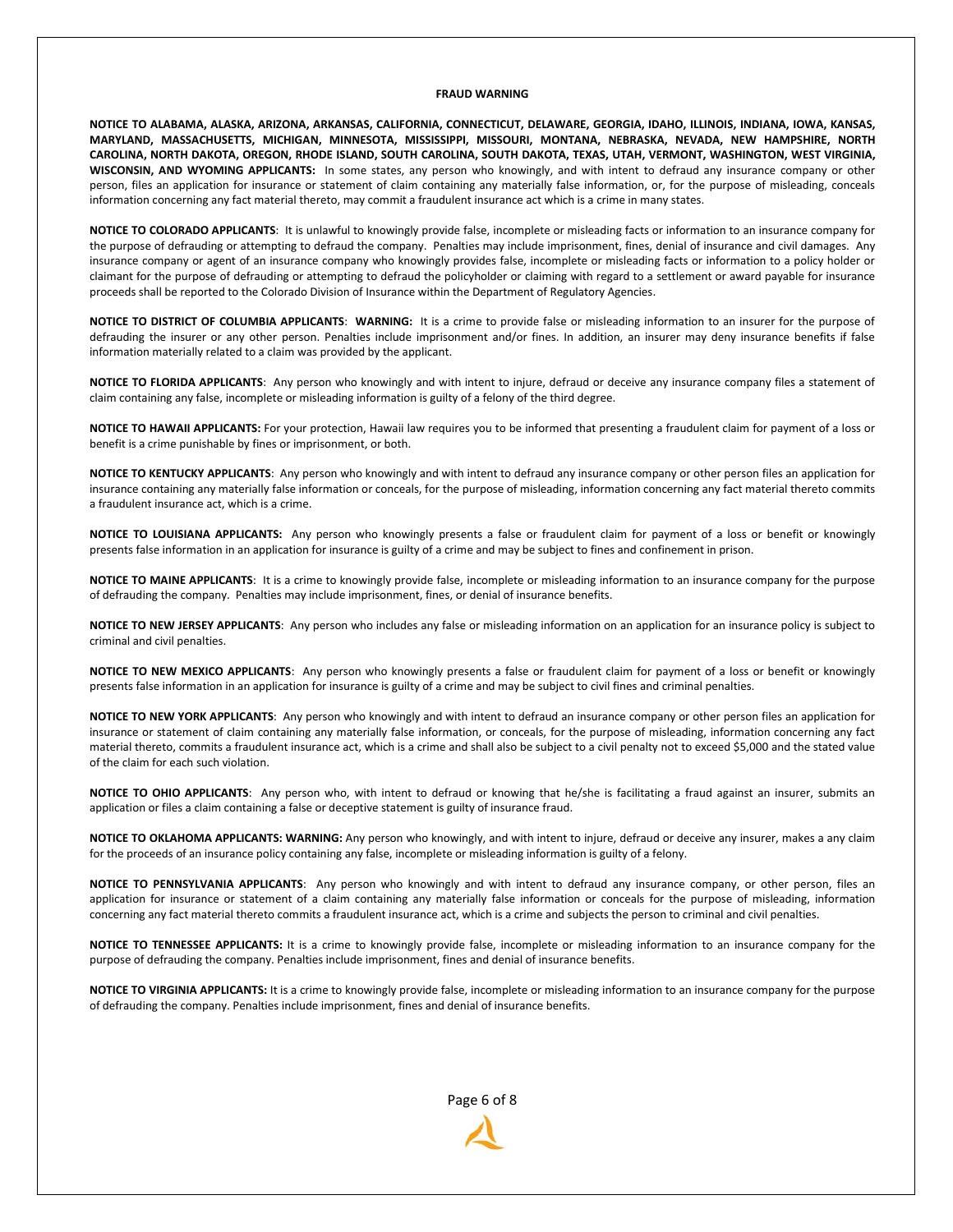## FRAUD WARNING

**NOTICE TO ALABAMA, ALASKA, ARIZONA, ARKANSAS, CALIFORNIA, CONNECTICUT, DELAWARE, GEORGIA, IDAHO, ILLINOIS, INDIANA, IOWA, KANSAS, MARYLAND, MASSACHUSETTS, MICHIGAN, MINNESOTA, MISSISSIPPI, MISSOURI, MONTANA, NEBRASKA, NEVADA, NEW HAMPSHIRE, NORTH CAROLINA, NORTH DAKOTA, OREGON, RHODE ISLAND, SOUTH CAROLINA, SOUTH DAKOTA, TEXAS, UTAH, VERMONT, WASHINGTON, WEST VIRGINIA, WISCONSIN, AND WYOMING APPLICANTS:** In some states, any person who knowingly, and with intent to defraud any insurance company or other person, files an application for insurance or statement of claim containing any materially false information, or, for the purpose of misleading, conceals information concerning any fact material thereto, may commit a fraudulent insurance act which is a crime in many states.

**NOTICE TO COLORADO APPLICANTS**: It is unlawful to knowingly provide false, incomplete or misleading facts or information to an insurance company for the purpose of defrauding or attempting to defraud the company. Penalties may include imprisonment, fines, denial of insurance and civil damages. Any insurance company or agent of an insurance company who knowingly provides false, incomplete or misleading facts or information to a policy holder or claimant for the purpose of defrauding or attempting to defraud the policyholder or claiming with regard to a settlement or award payable for insurance proceeds shall be reported to the Colorado Division of Insurance within the Department of Regulatory Agencies.

**NOTICE TO DISTRICT OF COLUMBIA APPLICANTS**: **WARNING:** It is a crime to provide false or misleading information to an insurer for the purpose of defrauding the insurer or any other person. Penalties include imprisonment and/or fines. In addition, an insurer may deny insurance benefits if false information materially related to a claim was provided by the applicant.

**NOTICE TO FLORIDA APPLICANTS**: Any person who knowingly and with intent to injure, defraud or deceive any insurance company files a statement of claim containing any false, incomplete or misleading information is guilty of a felony of the third degree.

**NOTICE TO HAWAII APPLICANTS:** For your protection, Hawaii law requires you to be informed that presenting a fraudulent claim for payment of a loss or benefit is a crime punishable by fines or imprisonment, or both.

**NOTICE TO KENTUCKY APPLICANTS**: Any person who knowingly and with intent to defraud any insurance company or other person files an application for insurance containing any materially false information or conceals, for the purpose of misleading, information concerning any fact material thereto commits a fraudulent insurance act, which is a crime.

**NOTICE TO LOUISIANA APPLICANTS:** Any person who knowingly presents a false or fraudulent claim for payment of a loss or benefit or knowingly presents false information in an application for insurance is guilty of a crime and may be subject to fines and confinement in prison.

**NOTICE TO MAINE APPLICANTS**: It is a crime to knowingly provide false, incomplete or misleading information to an insurance company for the purpose of defrauding the company. Penalties may include imprisonment, fines, or denial of insurance benefits.

**NOTICE TO NEW JERSEY APPLICANTS**: Any person who includes any false or misleading information on an application for an insurance policy is subject to criminal and civil penalties.

**NOTICE TO NEW MEXICO APPLICANTS**: Any person who knowingly presents a false or fraudulent claim for payment of a loss or benefit or knowingly presents false information in an application for insurance is guilty of a crime and may be subject to civil fines and criminal penalties.

**NOTICE TO NEW YORK APPLICANTS**: Any person who knowingly and with intent to defraud an insurance company or other person files an application for insurance or statement of claim containing any materially false information, or conceals, for the purpose of misleading, information concerning any fact material thereto, commits a fraudulent insurance act, which is a crime and shall also be subject to a civil penalty not to exceed $5,000 and the stated value of the claim for each such violation.

**NOTICE TO OHIO APPLICANTS**: Any person who, with intent to defraud or knowing that he/she is facilitating a fraud against an insurer, submits an application or files a claim containing a false or deceptive statement is guilty of insurance fraud.

**NOTICE TO OKLAHOMA APPLICANTS: WARNING:** Any person who knowingly, and with intent to injure, defraud or deceive any insurer, makes a any claim for the proceeds of an insurance policy containing any false, incomplete or misleading information is guilty of a felony.

**NOTICE TO PENNSYLVANIA APPLICANTS**: Any person who knowingly and with intent to defraud any insurance company, or other person, files an application for insurance or statement of a claim containing any materially false information or conceals for the purpose of misleading, information concerning any fact material thereto commits a fraudulent insurance act, which is a crime and subjects the person to criminal and civil penalties.

**NOTICE TO TENNESSEE APPLICANTS:** It is a crime to knowingly provide false, incomplete or misleading information to an insurance company for the purpose of defrauding the company. Penalties include imprisonment, fines and denial of insurance benefits.

**NOTICE TO VIRGINIA APPLICANTS:** It is a crime to knowingly provide false, incomplete or misleading information to an insurance company for the purpose of defrauding the company. Penalties include imprisonment, fines and denial of insurance benefits.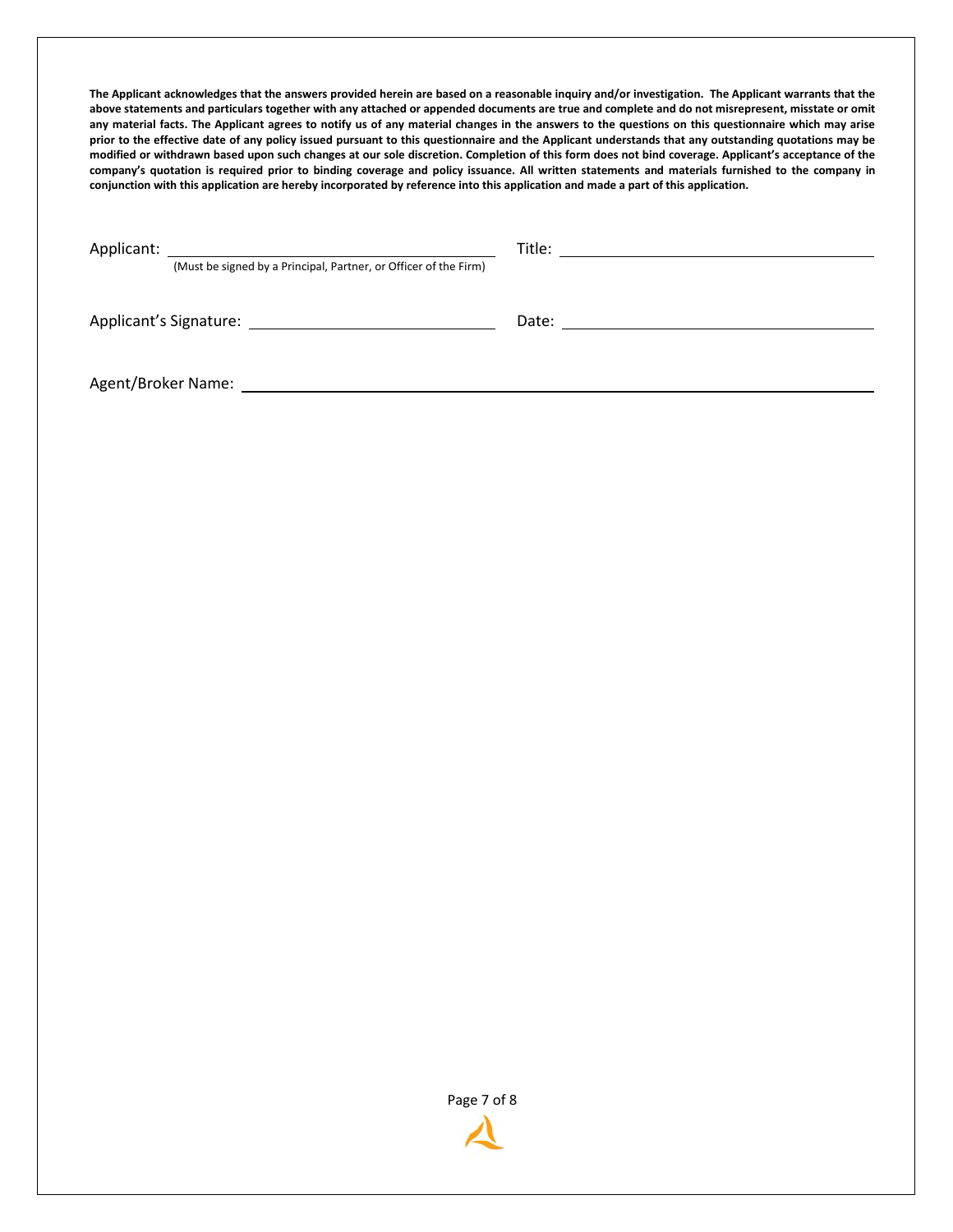**The Applicant acknowledges that the answers provided herein are based on a reasonable inquiry and/or investigation. The Applicant warrants that the above statements and particulars together with any attached or appended documents are true and complete and do not misrepresent, misstate or omit any material facts. The Applicant agrees to notify us of any material changes in the answers to the questions on this questionnaire which may arise prior to the effective date of any policy issued pursuant to this questionnaire and the Applicant understands that any outstanding quotations may be modified or withdrawn based upon such changes at our sole discretion. Completion of this form does not bind coverage. Applicant's acceptance of the company's quotation is required prior to binding coverage and policy issuance. All written statements and materials furnished to the company in conjunction with this application are hereby incorporated by reference into this application and made a part of this application.**

Applicant: ______________________________ Title: ______________________________
(Must be signed by a Principal, Partner, or Officer of the Firm)

Applicant's Signature: ______________________________ Date: ______________________________

Agent/Broker Name: ____________________________________________________________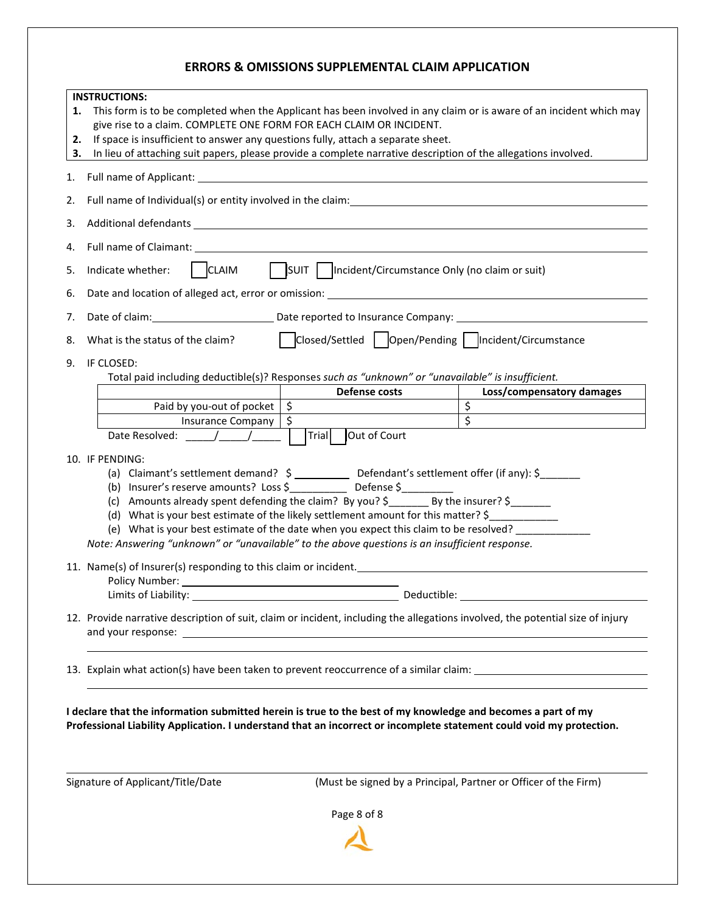# ERRORS & OMISSIONS SUPPLEMENTAL CLAIM APPLICATION

**INSTRUCTIONS:**

1. This form is to be completed when the Applicant has been involved in any claim or is aware of an incident which may give rise to a claim. COMPLETE ONE FORM FOR EACH CLAIM OR INCIDENT.
2. If space is insufficient to answer any questions fully, attach a separate sheet.
3. In lieu of attaching suit papers, please provide a complete narrative description of the allegations involved.

1. Full name of Applicant: ______________________________

2. Full name of Individual(s) or entity involved in the claim: ______________________________

3. Additional defendants ______________________________

4. Full name of Claimant: ______________________________

5. Indicate whether: ☐ CLAIM ☐ SUIT ☐ Incident/Circumstance Only (no claim or suit)

6. Date and location of alleged act, error or omission: ______________________________

7. Date of claim: ______________ Date reported to Insurance Company: ______________

8. What is the status of the claim? ☐ Closed/Settled ☐ Open/Pending ☐ Incident/Circumstance

9. IF CLOSED:

   Total paid including deductible(s)? Responses *such as "unknown" or "unavailable" is insufficient.*

| | Defense costs | Loss/compensatory damages |
|---|---|---|
| Paid by you-out of pocket | $ | $ |
| Insurance Company | $ | $ |

   Date Resolved: _____/_____/_____ ☐ Trial ☐ Out of Court

10. IF PENDING:
    - (a) Claimant's settlement demand? $ __________ Defendant's settlement offer (if any): $_______
    - (b) Insurer's reserve amounts? Loss $__________ Defense $_________
    - (c) Amounts already spent defending the claim? By you? $_______ By the insurer? $_______
    - (d) What is your best estimate of the likely settlement amount for this matter? $____________
    - (e) What is your best estimate of the date when you expect this claim to be resolved? _____________

    *Note: Answering "unknown" or "unavailable" to the above questions is an insufficient response.*

11. Name(s) of Insurer(s) responding to this claim or incident. ______________________________

    Policy Number: ______________________________

    Limits of Liability: ______________________________ Deductible: ______________________________

12. Provide narrative description of suit, claim or incident, including the allegations involved, the potential size of injury and your response: ______________________________

13. Explain what action(s) have been taken to prevent reoccurrence of a similar claim: ______________________________

**I declare that the information submitted herein is true to the best of my knowledge and becomes a part of my Professional Liability Application. I understand that an incorrect or incomplete statement could void my protection.**

______________________________

Signature of Applicant/Title/Date (Must be signed by a Principal, Partner or Officer of the Firm)